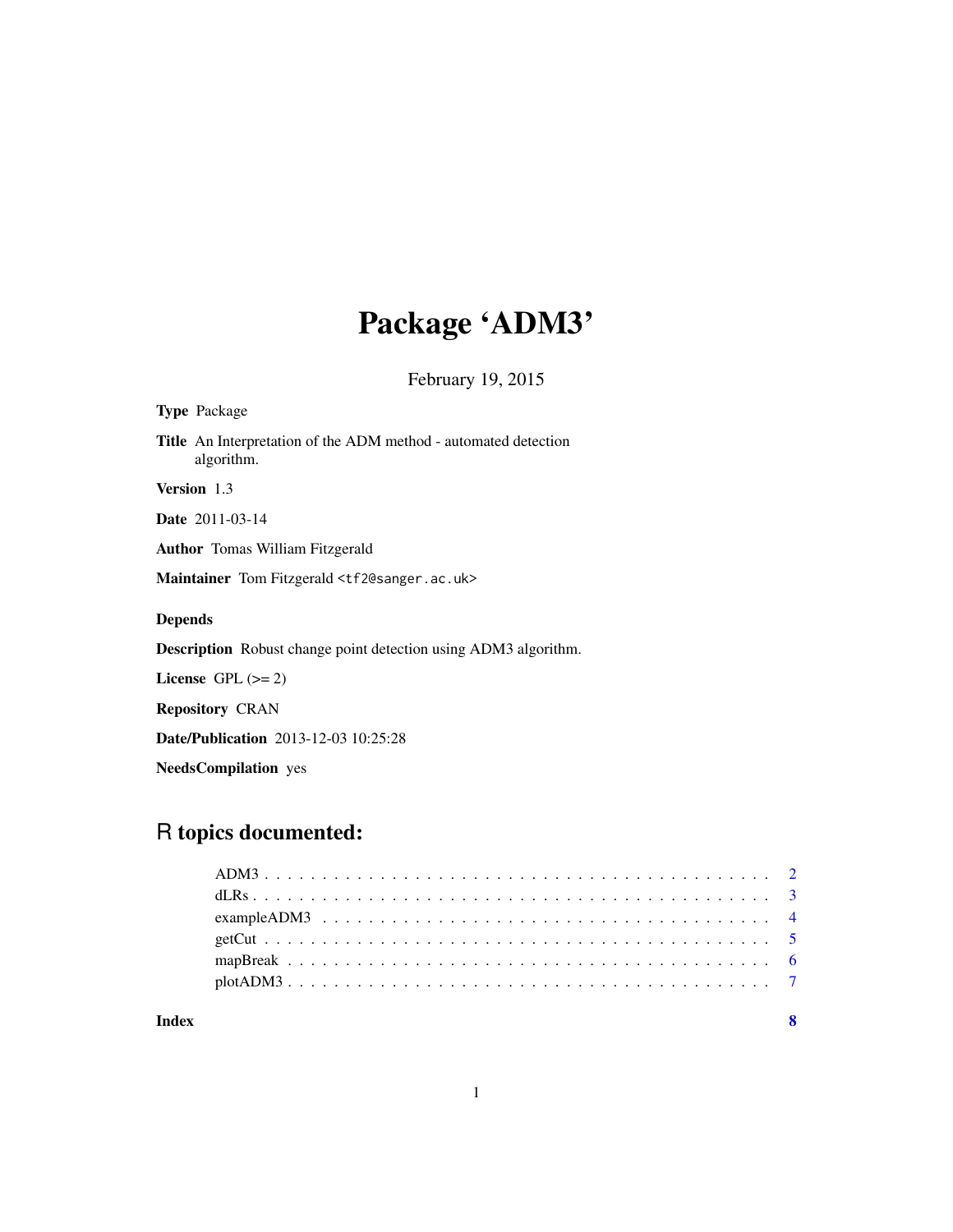# Package 'ADM3'

February 19, 2015

**Type** Package

**Title** An Interpretation of the ADM method - automated detection algorithm.

**Version** 1.3

**Date** 2011-03-14

**Author** Tomas William Fitzgerald

**Maintainer** Tom Fitzgerald <tf2@sanger.ac.uk>

**Depends**

**Description** Robust change point detection using ADM3 algorithm.

**License** GPL (>= 2)

**Repository** CRAN

**Date/Publication** 2013-12-03 10:25:28

**NeedsCompilation** yes

## R topics documented:

- ADM3 . . . . . . . . . . . . . . . . . . . . . . . . . . . . . . . . . . . . . . . . . . . 2
- dLRs . . . . . . . . . . . . . . . . . . . . . . . . . . . . . . . . . . . . . . . . . . . 3
- exampleADM3 . . . . . . . . . . . . . . . . . . . . . . . . . . . . . . . . . . . . . . 4
- getCut . . . . . . . . . . . . . . . . . . . . . . . . . . . . . . . . . . . . . . . . . . . 5
- mapBreak . . . . . . . . . . . . . . . . . . . . . . . . . . . . . . . . . . . . . . . . . 6
- plotADM3 . . . . . . . . . . . . . . . . . . . . . . . . . . . . . . . . . . . . . . . . . 7

**Index** **8**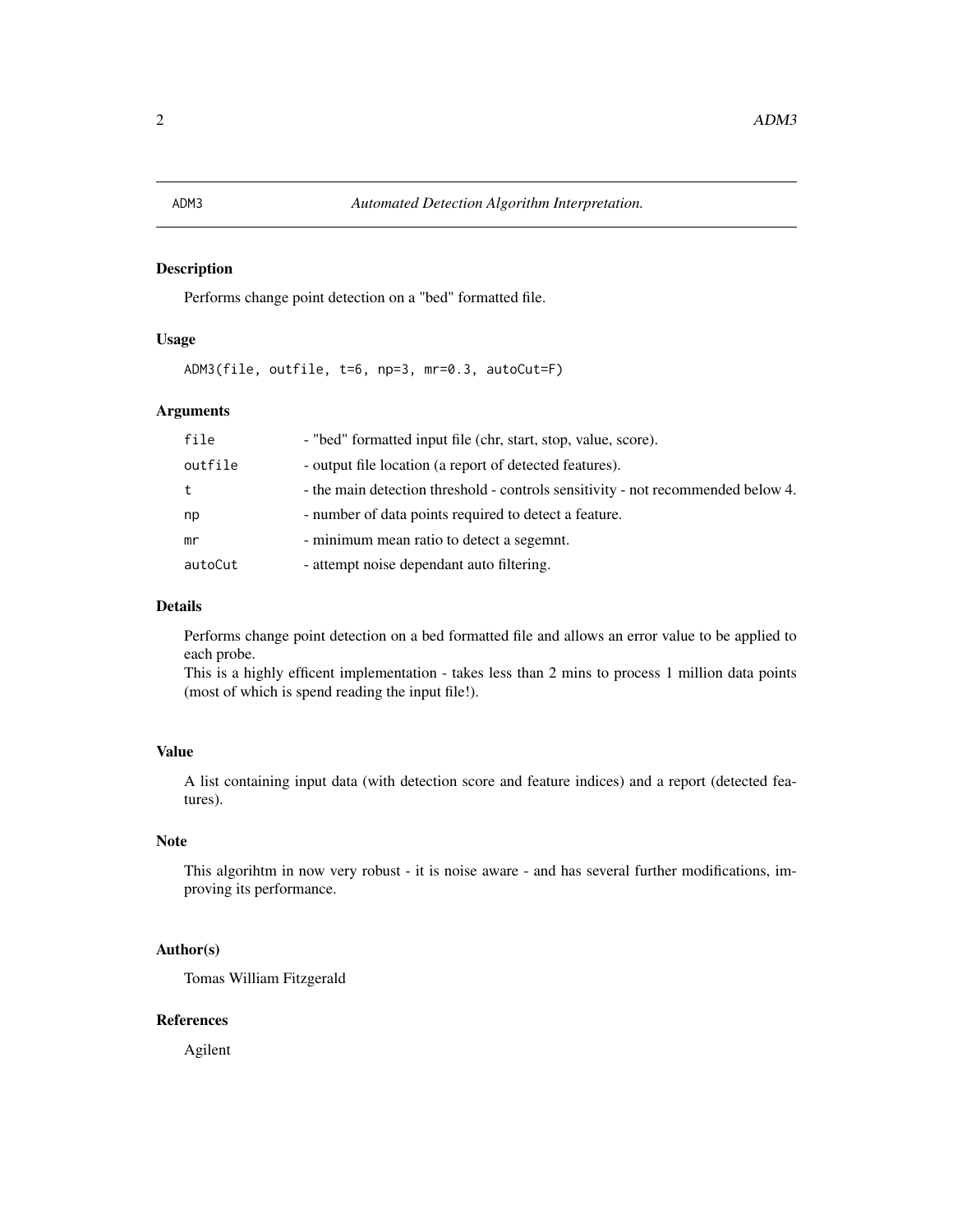# ADM3 — *Automated Detection Algorithm Interpretation.*

## Description

Performs change point detection on a "bed" formatted file.

## Usage

```
ADM3(file, outfile, t=6, np=3, mr=0.3, autoCut=F)
```

## Arguments

| | |
|---|---|
| `file` | - "bed" formatted input file (chr, start, stop, value, score). |
| `outfile` | - output file location (a report of detected features). |
| `t` | - the main detection threshold - controls sensitivity - not recommended below 4. |
| `np` | - number of data points required to detect a feature. |
| `mr` | - minimum mean ratio to detect a segemnt. |
| `autoCut` | - attempt noise dependant auto filtering. |

## Details

Performs change point detection on a bed formatted file and allows an error value to be applied to each probe.
This is a highly efficent implementation - takes less than 2 mins to process 1 million data points (most of which is spend reading the input file!).

## Value

A list containing input data (with detection score and feature indices) and a report (detected features).

## Note

This algorihtm in now very robust - it is noise aware - and has several further modifications, improving its performance.

## Author(s)

Tomas William Fitzgerald

## References

Agilent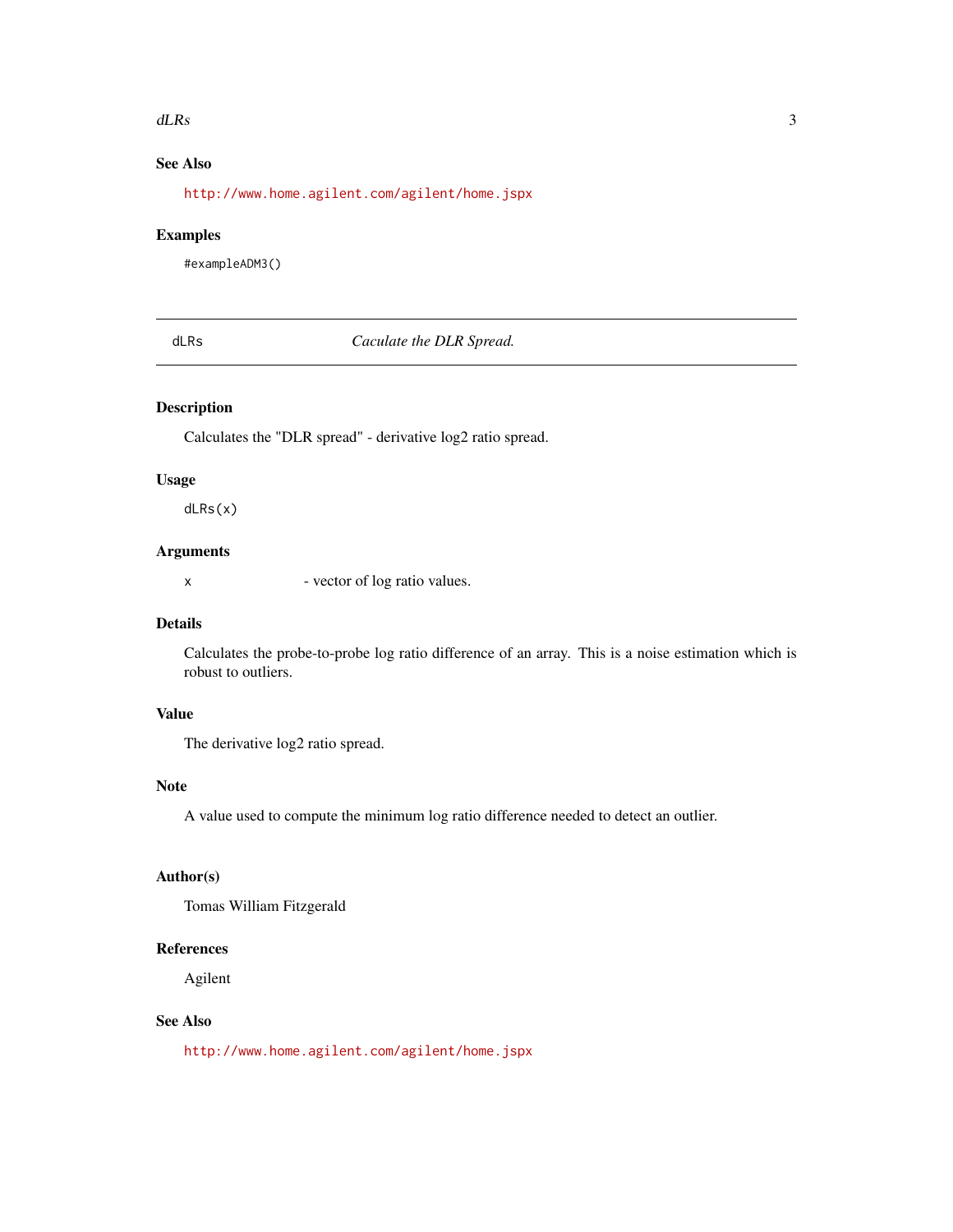### See Also

http://www.home.agilent.com/agilent/home.jspx

### Examples

```
#exampleADM3()
```

---

## dLRs — *Caculate the DLR Spread.*

---

### Description

Calculates the "DLR spread" - derivative log2 ratio spread.

### Usage

```
dLRs(x)
```

### Arguments

| | |
|---|---|
| x | - vector of log ratio values. |

### Details

Calculates the probe-to-probe log ratio difference of an array. This is a noise estimation which is robust to outliers.

### Value

The derivative log2 ratio spread.

### Note

A value used to compute the minimum log ratio difference needed to detect an outlier.

### Author(s)

Tomas William Fitzgerald

### References

Agilent

### See Also

http://www.home.agilent.com/agilent/home.jspx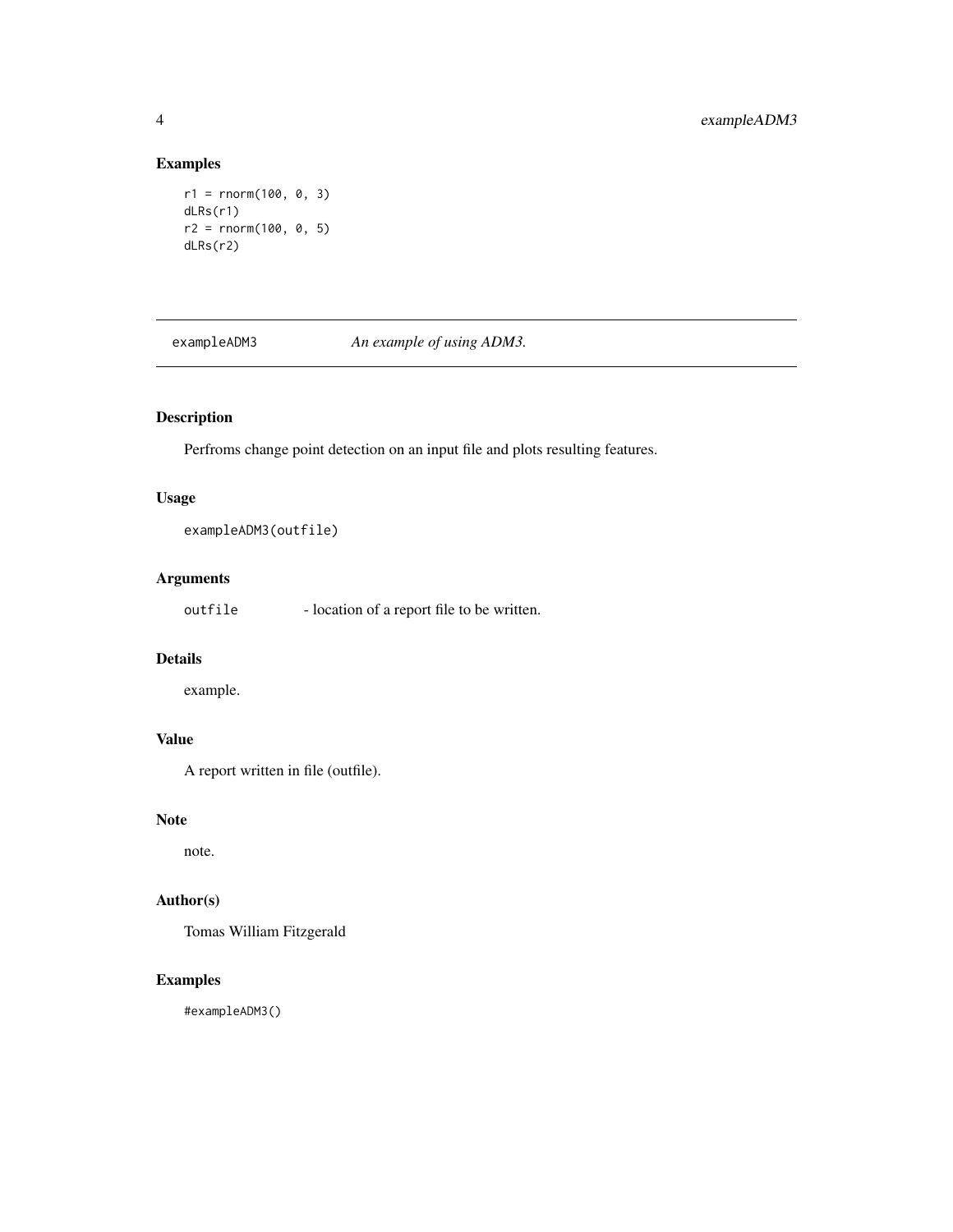## Examples

```
r1 = rnorm(100, 0, 3)
dLRs(r1)
r2 = rnorm(100, 0, 5)
dLRs(r2)
```

---

# exampleADM3 *An example of using ADM3.*

---

## Description

Perfroms change point detection on an input file and plots resulting features.

## Usage

```
exampleADM3(outfile)
```

## Arguments

| | |
|---|---|
| outfile | - location of a report file to be written. |

## Details

example.

## Value

A report written in file (outfile).

## Note

note.

## Author(s)

Tomas William Fitzgerald

## Examples

```
#exampleADM3()
```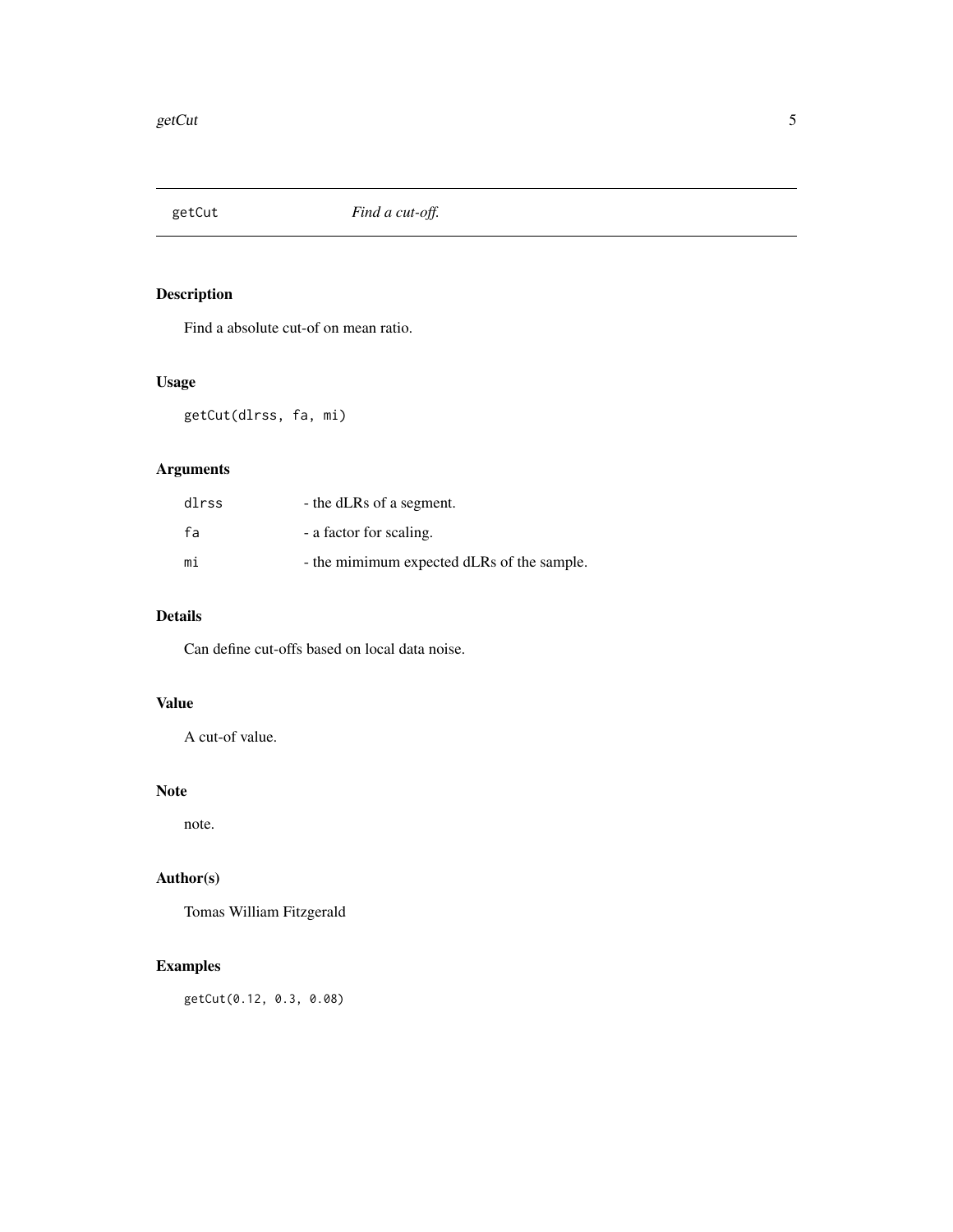# getCut *Find a cut-off.*

## Description

Find a absolute cut-of on mean ratio.

## Usage

```
getCut(dlrss, fa, mi)
```

## Arguments

| | |
|---|---|
| dlrss | - the dLRs of a segment. |
| fa | - a factor for scaling. |
| mi | - the mimimum expected dLRs of the sample. |

## Details

Can define cut-offs based on local data noise.

## Value

A cut-of value.

## Note

note.

## Author(s)

Tomas William Fitzgerald

## Examples

```
getCut(0.12, 0.3, 0.08)
```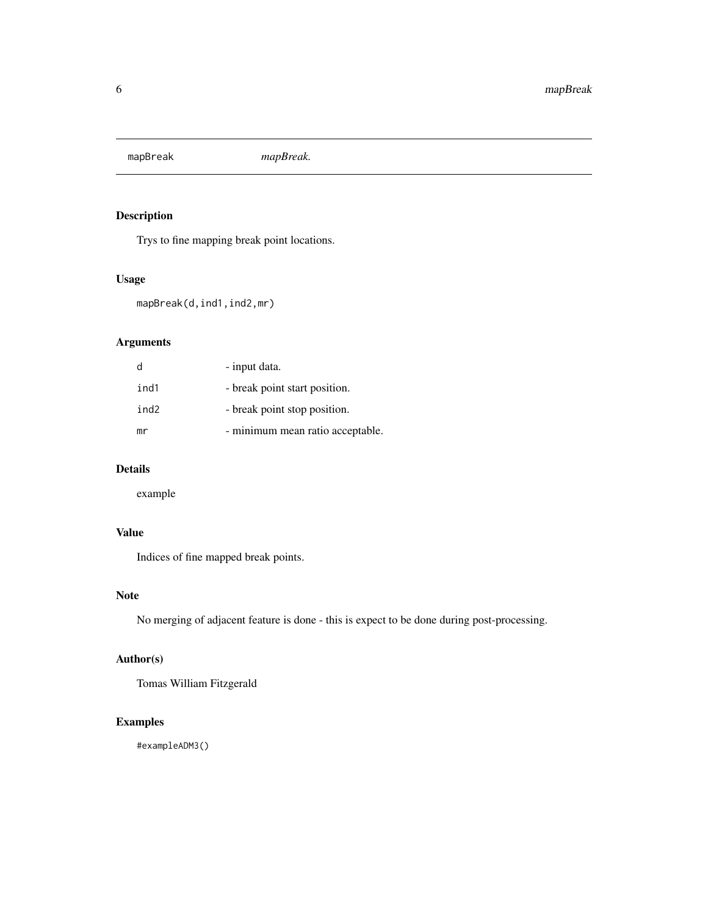mapBreak *mapBreak.*

## Description

Trys to fine mapping break point locations.

## Usage

```
mapBreak(d,ind1,ind2,mr)
```

## Arguments

| | |
|---|---|
| d | - input data. |
| ind1 | - break point start position. |
| ind2 | - break point stop position. |
| mr | - minimum mean ratio acceptable. |

## Details

example

## Value

Indices of fine mapped break points.

## Note

No merging of adjacent feature is done - this is expect to be done during post-processing.

## Author(s)

Tomas William Fitzgerald

## Examples

```
#exampleADM3()
```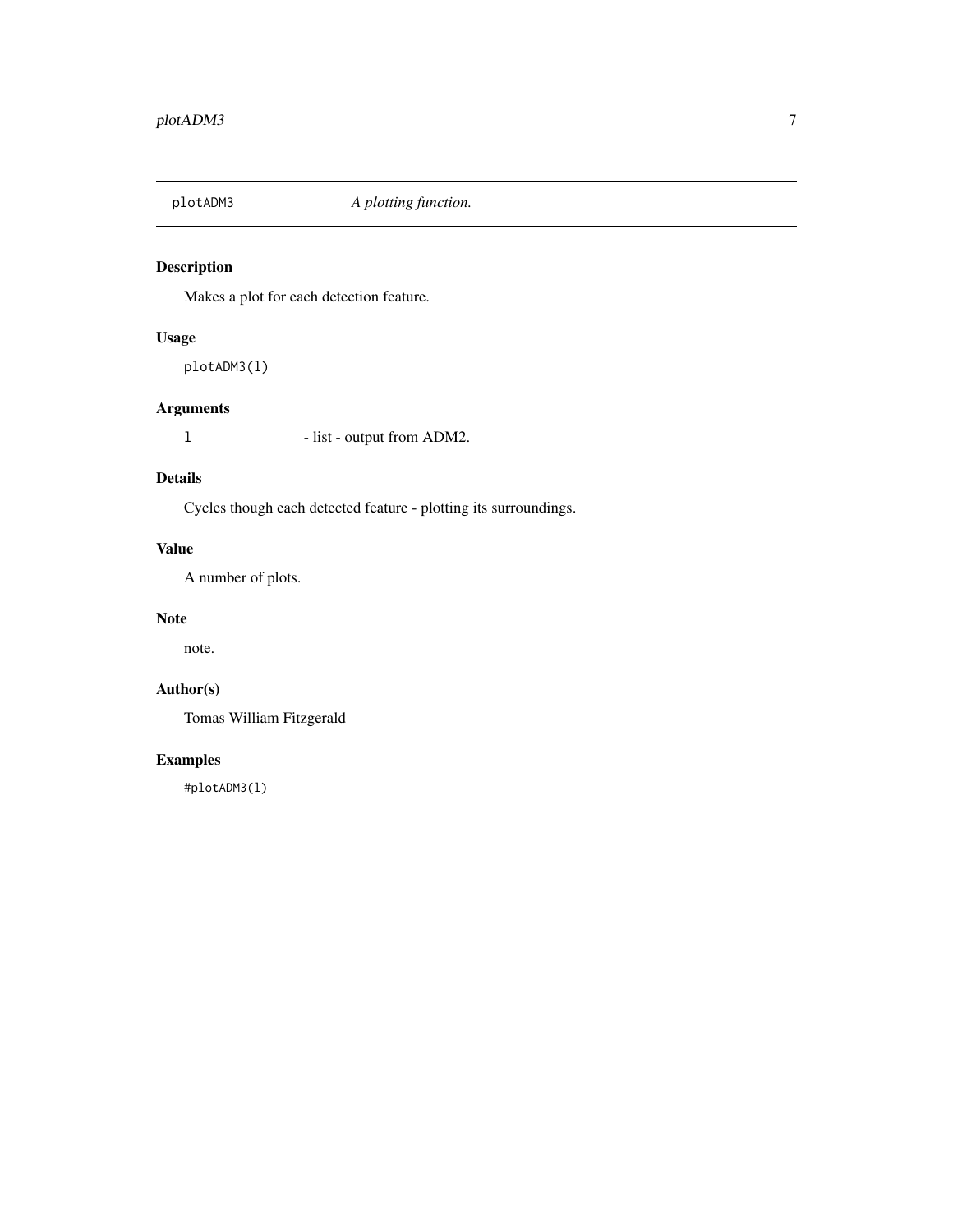# plotADM3 — *A plotting function.*

## Description

Makes a plot for each detection feature.

## Usage

```
plotADM3(l)
```

## Arguments

| | |
|---|---|
| l | - list - output from ADM2. |

## Details

Cycles though each detected feature - plotting its surroundings.

## Value

A number of plots.

## Note

note.

## Author(s)

Tomas William Fitzgerald

## Examples

```
#plotADM3(l)
```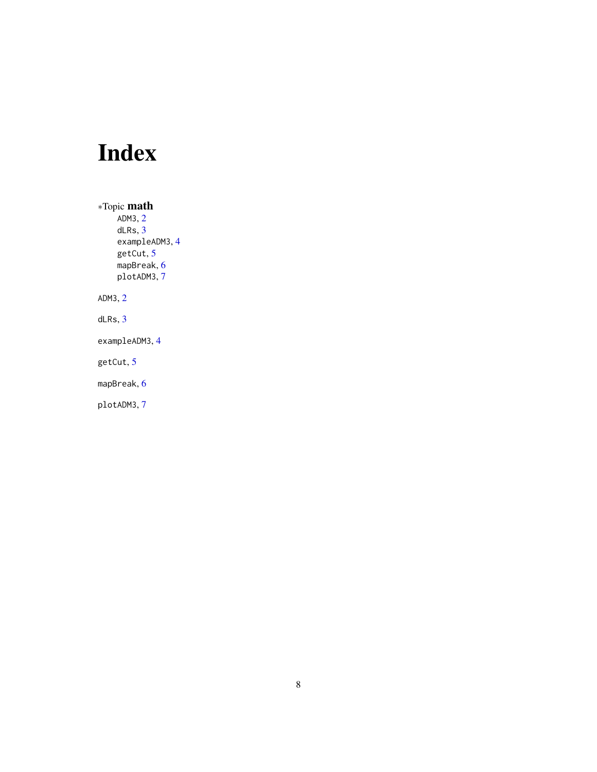# Index

∗Topic **math**

- ADM3, 2
- dLRs, 3
- exampleADM3, 4
- getCut, 5
- mapBreak, 6
- plotADM3, 7

ADM3, 2

dLRs, 3

exampleADM3, 4

getCut, 5

mapBreak, 6

plotADM3, 7